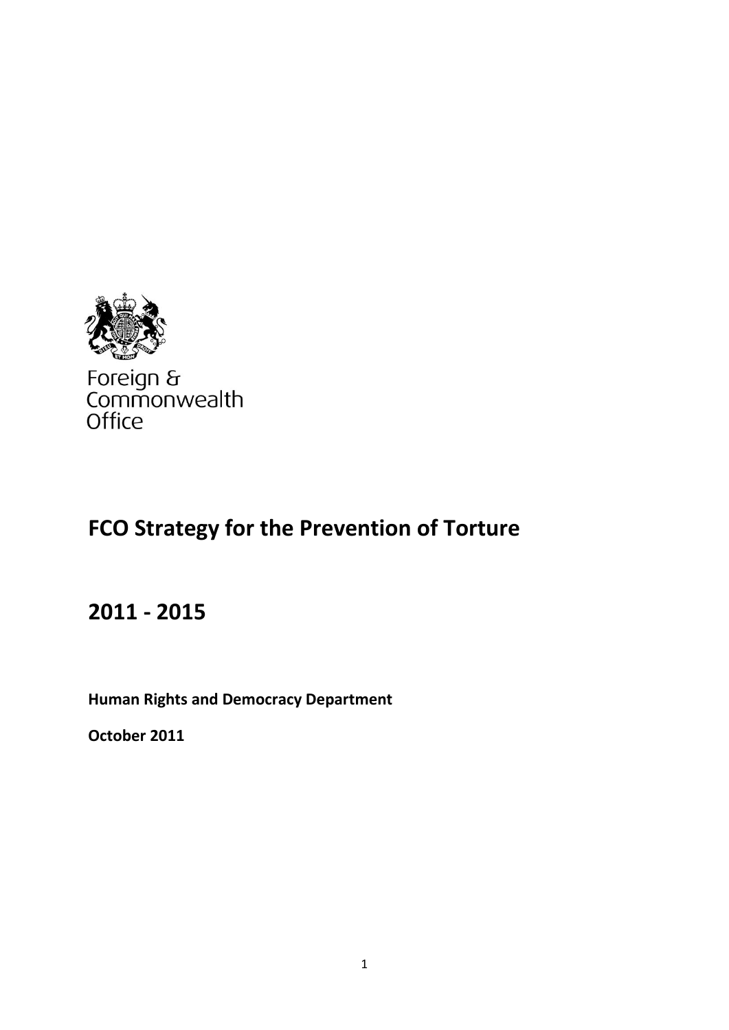Foreign & Commonwealth Office

# FCO Strategy for the Prevention of Torture

## 2011 - 2015

**Human Rights and Democracy Department**

**October 2011**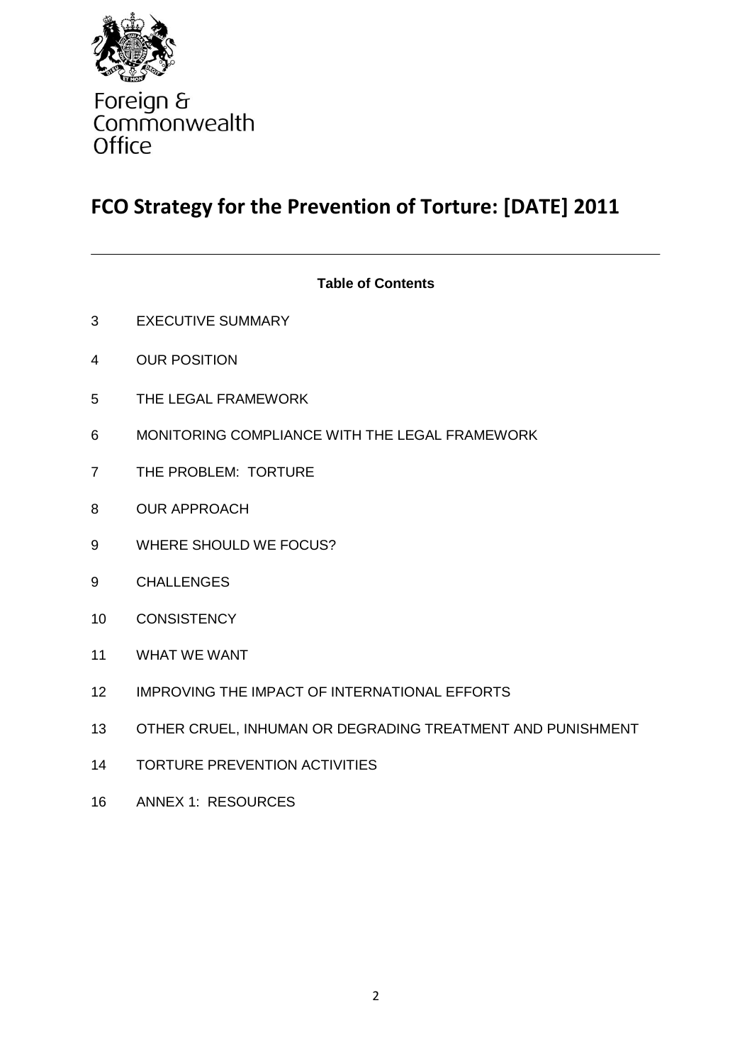Foreign & Commonwealth Office

# FCO Strategy for the Prevention of Torture: [DATE] 2011

---

**Table of Contents**

| | |
|---|---|
| 3 | EXECUTIVE SUMMARY |
| 4 | OUR POSITION |
| 5 | THE LEGAL FRAMEWORK |
| 6 | MONITORING COMPLIANCE WITH THE LEGAL FRAMEWORK |
| 7 | THE PROBLEM: TORTURE |
| 8 | OUR APPROACH |
| 9 | WHERE SHOULD WE FOCUS? |
| 9 | CHALLENGES |
| 10 | CONSISTENCY |
| 11 | WHAT WE WANT |
| 12 | IMPROVING THE IMPACT OF INTERNATIONAL EFFORTS |
| 13 | OTHER CRUEL, INHUMAN OR DEGRADING TREATMENT AND PUNISHMENT |
| 14 | TORTURE PREVENTION ACTIVITIES |
| 16 | ANNEX 1: RESOURCES |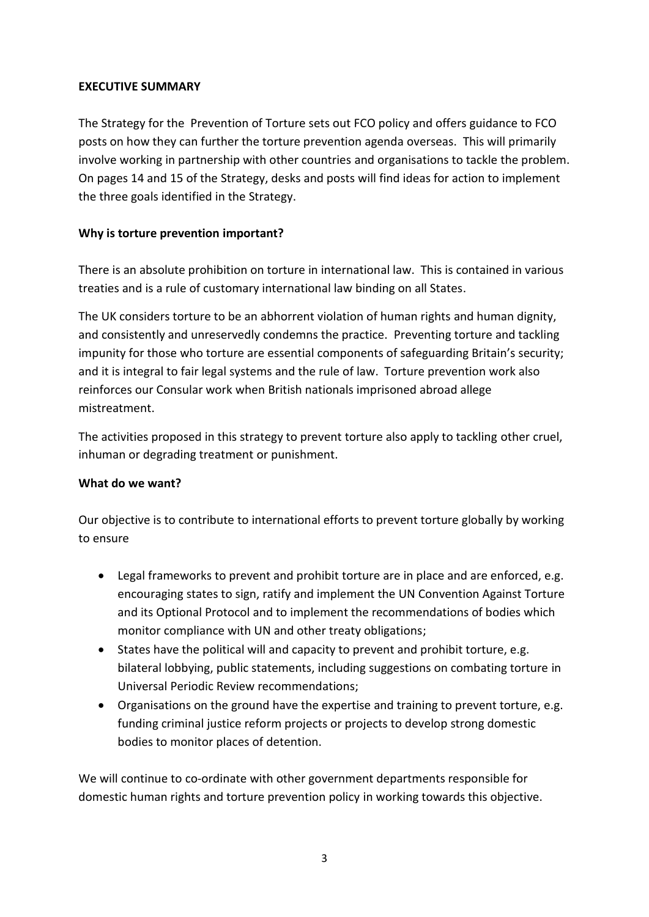## EXECUTIVE SUMMARY

The Strategy for the Prevention of Torture sets out FCO policy and offers guidance to FCO posts on how they can further the torture prevention agenda overseas. This will primarily involve working in partnership with other countries and organisations to tackle the problem. On pages 14 and 15 of the Strategy, desks and posts will find ideas for action to implement the three goals identified in the Strategy.

### Why is torture prevention important?

There is an absolute prohibition on torture in international law. This is contained in various treaties and is a rule of customary international law binding on all States.

The UK considers torture to be an abhorrent violation of human rights and human dignity, and consistently and unreservedly condemns the practice. Preventing torture and tackling impunity for those who torture are essential components of safeguarding Britain's security; and it is integral to fair legal systems and the rule of law. Torture prevention work also reinforces our Consular work when British nationals imprisoned abroad allege mistreatment.

The activities proposed in this strategy to prevent torture also apply to tackling other cruel, inhuman or degrading treatment or punishment.

### What do we want?

Our objective is to contribute to international efforts to prevent torture globally by working to ensure

- Legal frameworks to prevent and prohibit torture are in place and are enforced, e.g. encouraging states to sign, ratify and implement the UN Convention Against Torture and its Optional Protocol and to implement the recommendations of bodies which monitor compliance with UN and other treaty obligations;
- States have the political will and capacity to prevent and prohibit torture, e.g. bilateral lobbying, public statements, including suggestions on combating torture in Universal Periodic Review recommendations;
- Organisations on the ground have the expertise and training to prevent torture, e.g. funding criminal justice reform projects or projects to develop strong domestic bodies to monitor places of detention.

We will continue to co-ordinate with other government departments responsible for domestic human rights and torture prevention policy in working towards this objective.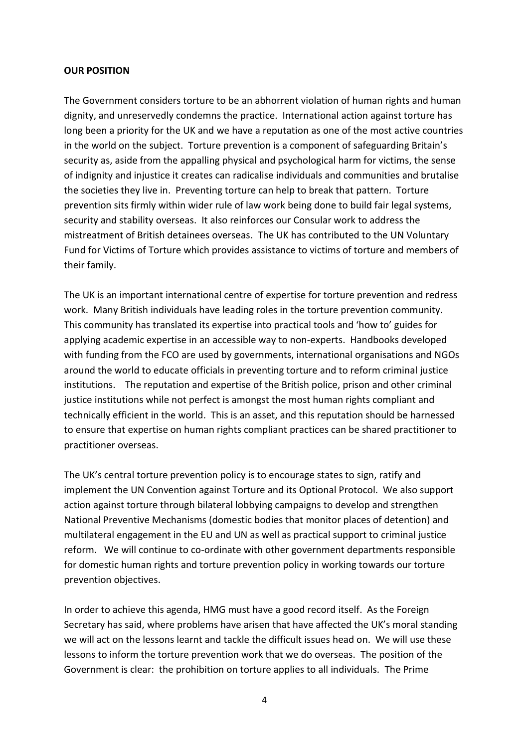**OUR POSITION**

The Government considers torture to be an abhorrent violation of human rights and human dignity, and unreservedly condemns the practice. International action against torture has long been a priority for the UK and we have a reputation as one of the most active countries in the world on the subject. Torture prevention is a component of safeguarding Britain's security as, aside from the appalling physical and psychological harm for victims, the sense of indignity and injustice it creates can radicalise individuals and communities and brutalise the societies they live in. Preventing torture can help to break that pattern. Torture prevention sits firmly within wider rule of law work being done to build fair legal systems, security and stability overseas. It also reinforces our Consular work to address the mistreatment of British detainees overseas. The UK has contributed to the UN Voluntary Fund for Victims of Torture which provides assistance to victims of torture and members of their family.

The UK is an important international centre of expertise for torture prevention and redress work. Many British individuals have leading roles in the torture prevention community. This community has translated its expertise into practical tools and 'how to' guides for applying academic expertise in an accessible way to non-experts. Handbooks developed with funding from the FCO are used by governments, international organisations and NGOs around the world to educate officials in preventing torture and to reform criminal justice institutions. The reputation and expertise of the British police, prison and other criminal justice institutions while not perfect is amongst the most human rights compliant and technically efficient in the world. This is an asset, and this reputation should be harnessed to ensure that expertise on human rights compliant practices can be shared practitioner to practitioner overseas.

The UK's central torture prevention policy is to encourage states to sign, ratify and implement the UN Convention against Torture and its Optional Protocol. We also support action against torture through bilateral lobbying campaigns to develop and strengthen National Preventive Mechanisms (domestic bodies that monitor places of detention) and multilateral engagement in the EU and UN as well as practical support to criminal justice reform. We will continue to co-ordinate with other government departments responsible for domestic human rights and torture prevention policy in working towards our torture prevention objectives.

In order to achieve this agenda, HMG must have a good record itself. As the Foreign Secretary has said, where problems have arisen that have affected the UK's moral standing we will act on the lessons learnt and tackle the difficult issues head on. We will use these lessons to inform the torture prevention work that we do overseas. The position of the Government is clear: the prohibition on torture applies to all individuals. The Prime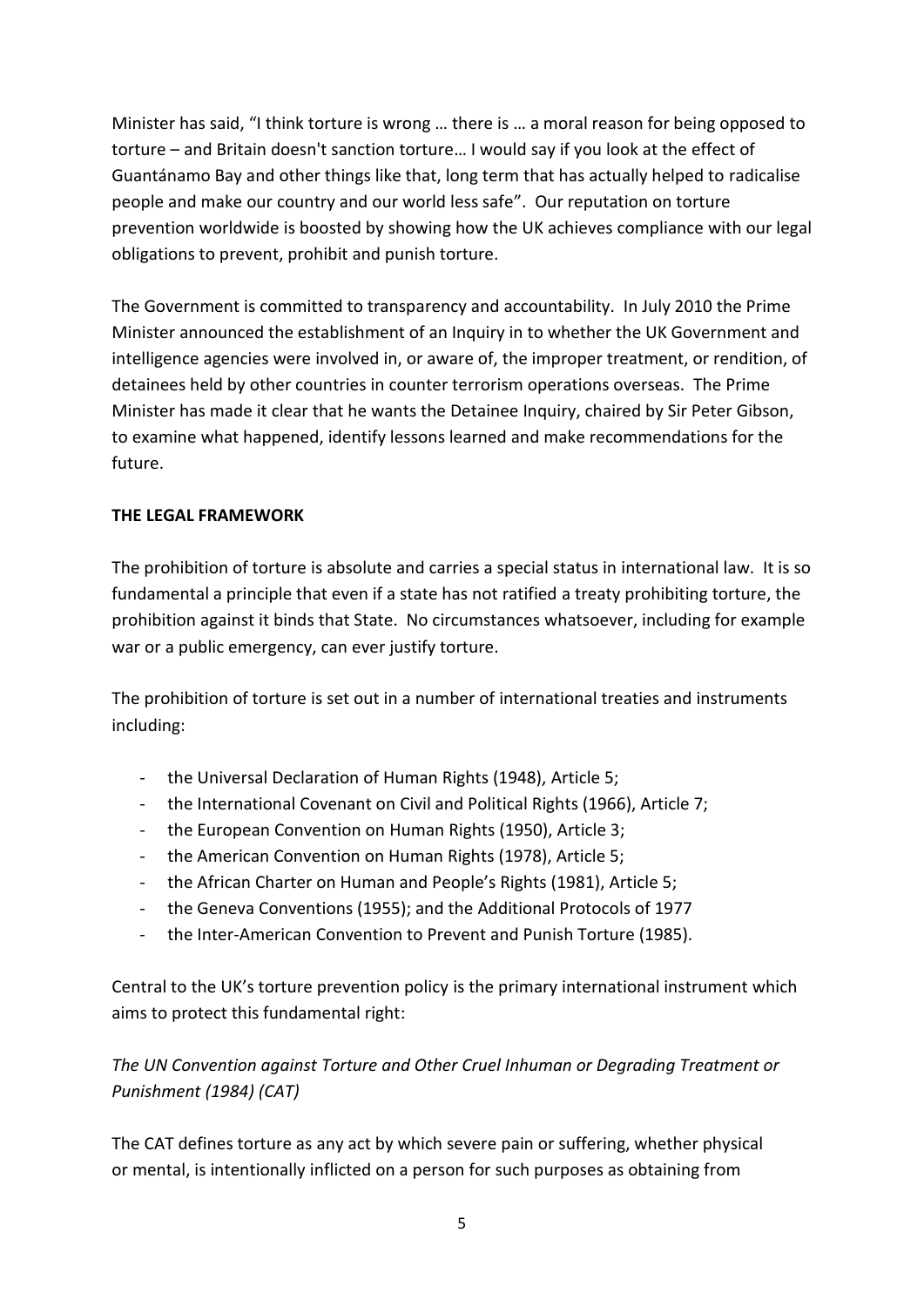Minister has said, "I think torture is wrong … there is … a moral reason for being opposed to torture – and Britain doesn't sanction torture… I would say if you look at the effect of Guantánamo Bay and other things like that, long term that has actually helped to radicalise people and make our country and our world less safe". Our reputation on torture prevention worldwide is boosted by showing how the UK achieves compliance with our legal obligations to prevent, prohibit and punish torture.

The Government is committed to transparency and accountability. In July 2010 the Prime Minister announced the establishment of an Inquiry in to whether the UK Government and intelligence agencies were involved in, or aware of, the improper treatment, or rendition, of detainees held by other countries in counter terrorism operations overseas. The Prime Minister has made it clear that he wants the Detainee Inquiry, chaired by Sir Peter Gibson, to examine what happened, identify lessons learned and make recommendations for the future.

**THE LEGAL FRAMEWORK**

The prohibition of torture is absolute and carries a special status in international law. It is so fundamental a principle that even if a state has not ratified a treaty prohibiting torture, the prohibition against it binds that State. No circumstances whatsoever, including for example war or a public emergency, can ever justify torture.

The prohibition of torture is set out in a number of international treaties and instruments including:

- the Universal Declaration of Human Rights (1948), Article 5;
- the International Covenant on Civil and Political Rights (1966), Article 7;
- the European Convention on Human Rights (1950), Article 3;
- the American Convention on Human Rights (1978), Article 5;
- the African Charter on Human and People's Rights (1981), Article 5;
- the Geneva Conventions (1955); and the Additional Protocols of 1977
- the Inter-American Convention to Prevent and Punish Torture (1985).

Central to the UK's torture prevention policy is the primary international instrument which aims to protect this fundamental right:

*The UN Convention against Torture and Other Cruel Inhuman or Degrading Treatment or Punishment (1984) (CAT)*

The CAT defines torture as any act by which severe pain or suffering, whether physical or mental, is intentionally inflicted on a person for such purposes as obtaining from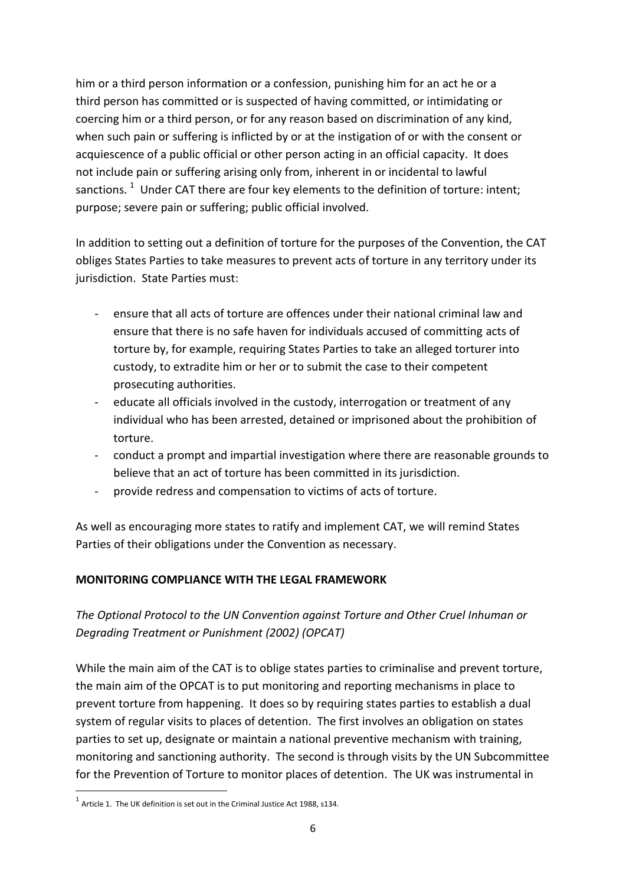him or a third person information or a confession, punishing him for an act he or a third person has committed or is suspected of having committed, or intimidating or coercing him or a third person, or for any reason based on discrimination of any kind, when such pain or suffering is inflicted by or at the instigation of or with the consent or acquiescence of a public official or other person acting in an official capacity. It does not include pain or suffering arising only from, inherent in or incidental to lawful sanctions. [1] Under CAT there are four key elements to the definition of torture: intent; purpose; severe pain or suffering; public official involved.

In addition to setting out a definition of torture for the purposes of the Convention, the CAT obliges States Parties to take measures to prevent acts of torture in any territory under its jurisdiction. State Parties must:

- ensure that all acts of torture are offences under their national criminal law and ensure that there is no safe haven for individuals accused of committing acts of torture by, for example, requiring States Parties to take an alleged torturer into custody, to extradite him or her or to submit the case to their competent prosecuting authorities.
- educate all officials involved in the custody, interrogation or treatment of any individual who has been arrested, detained or imprisoned about the prohibition of torture.
- conduct a prompt and impartial investigation where there are reasonable grounds to believe that an act of torture has been committed in its jurisdiction.
- provide redress and compensation to victims of acts of torture.

As well as encouraging more states to ratify and implement CAT, we will remind States Parties of their obligations under the Convention as necessary.

**MONITORING COMPLIANCE WITH THE LEGAL FRAMEWORK**

*The Optional Protocol to the UN Convention against Torture and Other Cruel Inhuman or Degrading Treatment or Punishment (2002) (OPCAT)*

While the main aim of the CAT is to oblige states parties to criminalise and prevent torture, the main aim of the OPCAT is to put monitoring and reporting mechanisms in place to prevent torture from happening. It does so by requiring states parties to establish a dual system of regular visits to places of detention. The first involves an obligation on states parties to set up, designate or maintain a national preventive mechanism with training, monitoring and sanctioning authority. The second is through visits by the UN Subcommittee for the Prevention of Torture to monitor places of detention. The UK was instrumental in

[1] Article 1. The UK definition is set out in the Criminal Justice Act 1988, s134.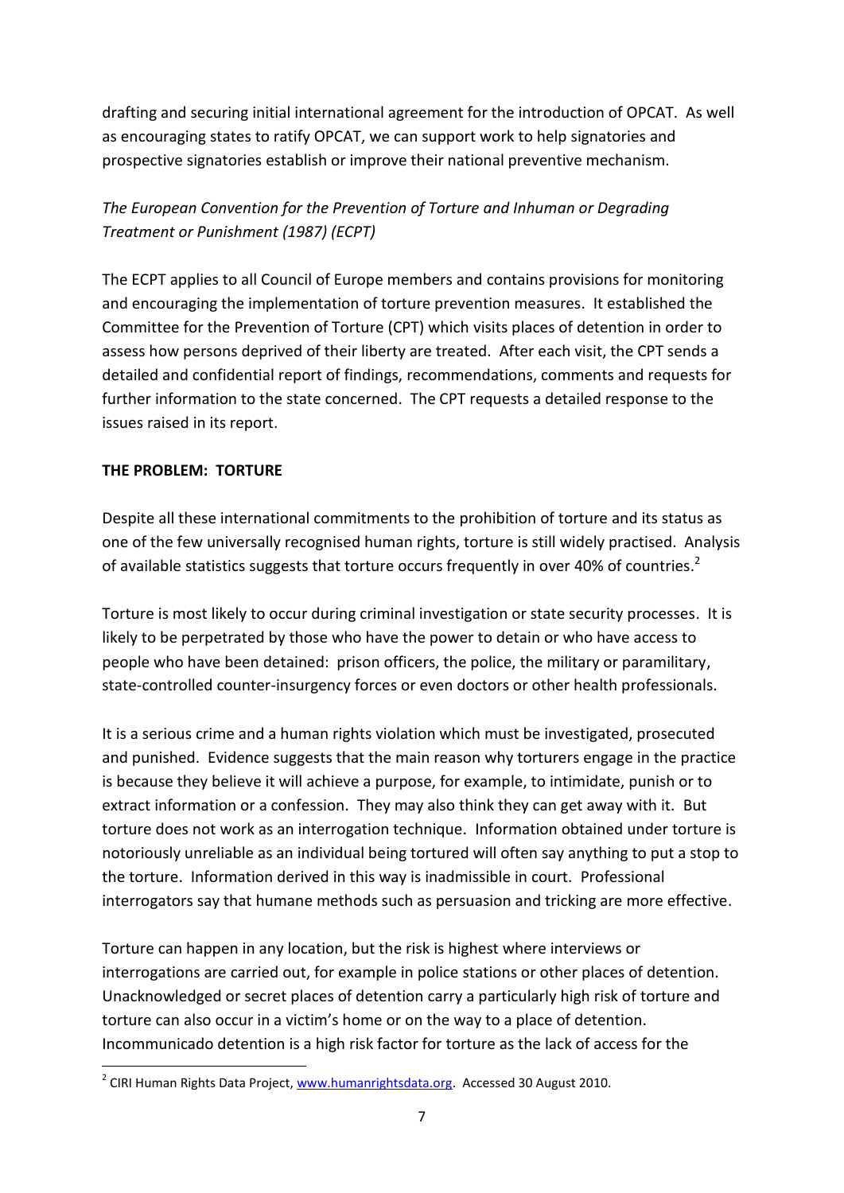drafting and securing initial international agreement for the introduction of OPCAT. As well as encouraging states to ratify OPCAT, we can support work to help signatories and prospective signatories establish or improve their national preventive mechanism.

*The European Convention for the Prevention of Torture and Inhuman or Degrading Treatment or Punishment (1987) (ECPT)*

The ECPT applies to all Council of Europe members and contains provisions for monitoring and encouraging the implementation of torture prevention measures. It established the Committee for the Prevention of Torture (CPT) which visits places of detention in order to assess how persons deprived of their liberty are treated. After each visit, the CPT sends a detailed and confidential report of findings, recommendations, comments and requests for further information to the state concerned. The CPT requests a detailed response to the issues raised in its report.

**THE PROBLEM: TORTURE**

Despite all these international commitments to the prohibition of torture and its status as one of the few universally recognised human rights, torture is still widely practised. Analysis of available statistics suggests that torture occurs frequently in over 40% of countries.[2]

Torture is most likely to occur during criminal investigation or state security processes. It is likely to be perpetrated by those who have the power to detain or who have access to people who have been detained: prison officers, the police, the military or paramilitary, state-controlled counter-insurgency forces or even doctors or other health professionals.

It is a serious crime and a human rights violation which must be investigated, prosecuted and punished. Evidence suggests that the main reason why torturers engage in the practice is because they believe it will achieve a purpose, for example, to intimidate, punish or to extract information or a confession. They may also think they can get away with it. But torture does not work as an interrogation technique. Information obtained under torture is notoriously unreliable as an individual being tortured will often say anything to put a stop to the torture. Information derived in this way is inadmissible in court. Professional interrogators say that humane methods such as persuasion and tricking are more effective.

Torture can happen in any location, but the risk is highest where interviews or interrogations are carried out, for example in police stations or other places of detention. Unacknowledged or secret places of detention carry a particularly high risk of torture and torture can also occur in a victim's home or on the way to a place of detention. Incommunicado detention is a high risk factor for torture as the lack of access for the

[2] CIRI Human Rights Data Project, www.humanrightsdata.org. Accessed 30 August 2010.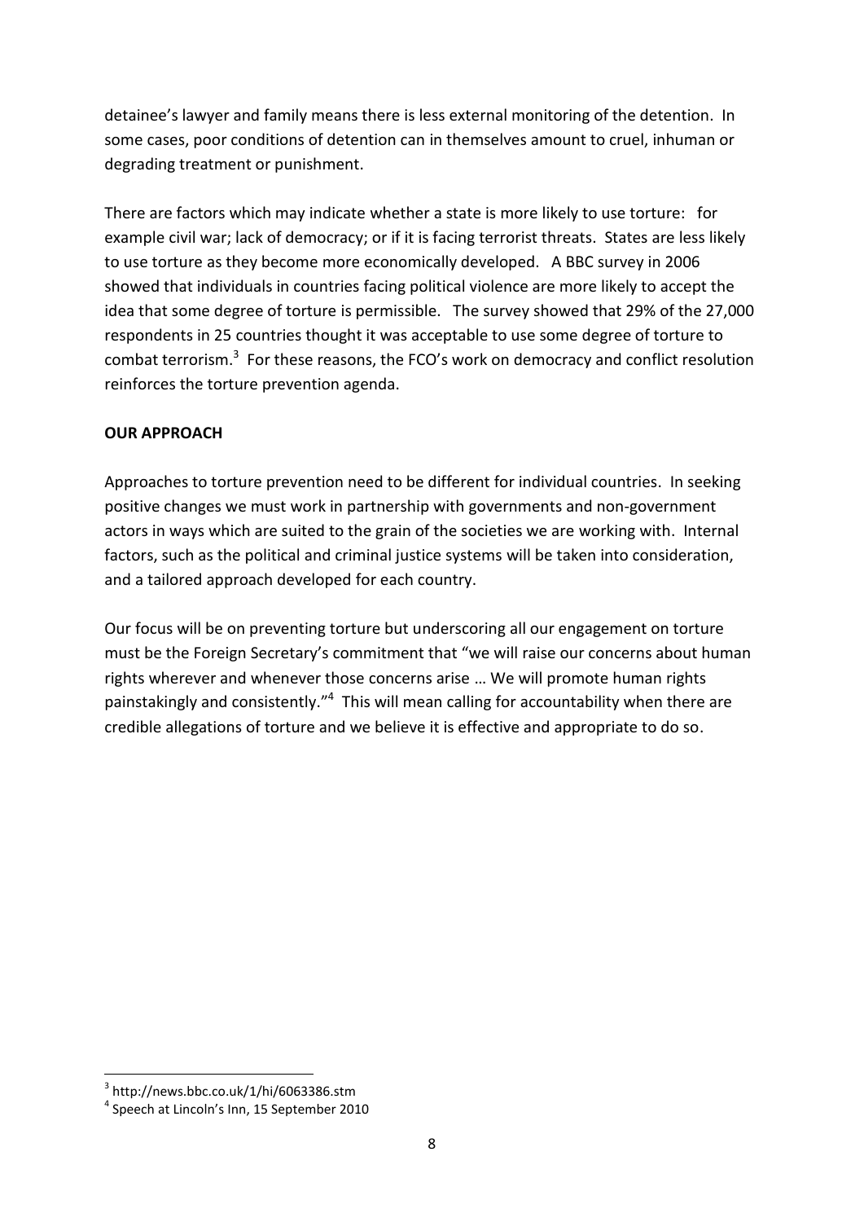detainee's lawyer and family means there is less external monitoring of the detention. In some cases, poor conditions of detention can in themselves amount to cruel, inhuman or degrading treatment or punishment.

There are factors which may indicate whether a state is more likely to use torture: for example civil war; lack of democracy; or if it is facing terrorist threats. States are less likely to use torture as they become more economically developed. A BBC survey in 2006 showed that individuals in countries facing political violence are more likely to accept the idea that some degree of torture is permissible. The survey showed that 29% of the 27,000 respondents in 25 countries thought it was acceptable to use some degree of torture to combat terrorism.[3] For these reasons, the FCO's work on democracy and conflict resolution reinforces the torture prevention agenda.

## OUR APPROACH

Approaches to torture prevention need to be different for individual countries. In seeking positive changes we must work in partnership with governments and non-government actors in ways which are suited to the grain of the societies we are working with. Internal factors, such as the political and criminal justice systems will be taken into consideration, and a tailored approach developed for each country.

Our focus will be on preventing torture but underscoring all our engagement on torture must be the Foreign Secretary's commitment that "we will raise our concerns about human rights wherever and whenever those concerns arise … We will promote human rights painstakingly and consistently."[4] This will mean calling for accountability when there are credible allegations of torture and we believe it is effective and appropriate to do so.

---

[3] http://news.bbc.co.uk/1/hi/6063386.stm

[4] Speech at Lincoln's Inn, 15 September 2010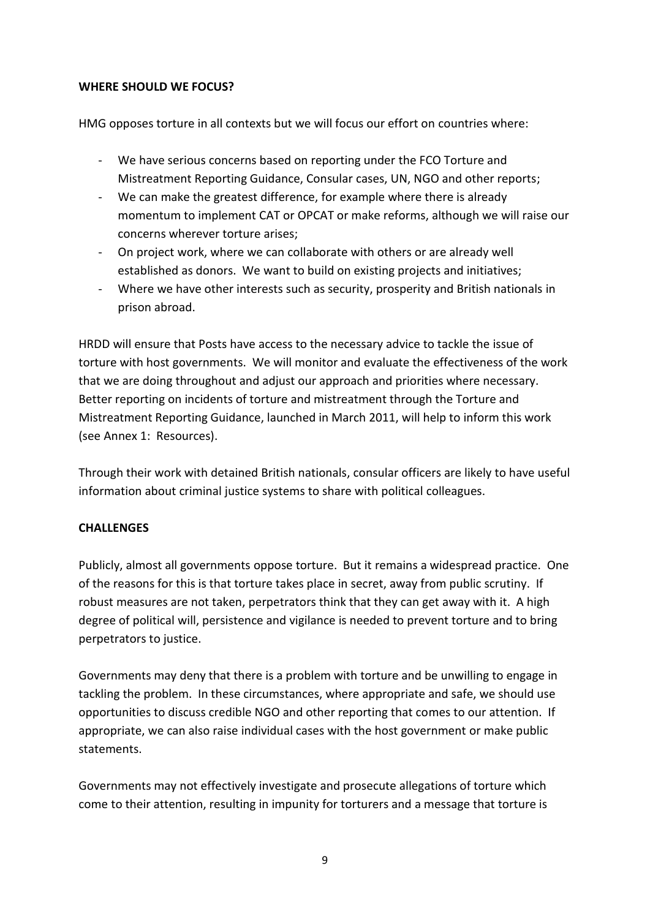**WHERE SHOULD WE FOCUS?**

HMG opposes torture in all contexts but we will focus our effort on countries where:

- We have serious concerns based on reporting under the FCO Torture and Mistreatment Reporting Guidance, Consular cases, UN, NGO and other reports;
- We can make the greatest difference, for example where there is already momentum to implement CAT or OPCAT or make reforms, although we will raise our concerns wherever torture arises;
- On project work, where we can collaborate with others or are already well established as donors. We want to build on existing projects and initiatives;
- Where we have other interests such as security, prosperity and British nationals in prison abroad.

HRDD will ensure that Posts have access to the necessary advice to tackle the issue of torture with host governments. We will monitor and evaluate the effectiveness of the work that we are doing throughout and adjust our approach and priorities where necessary. Better reporting on incidents of torture and mistreatment through the Torture and Mistreatment Reporting Guidance, launched in March 2011, will help to inform this work (see Annex 1: Resources).

Through their work with detained British nationals, consular officers are likely to have useful information about criminal justice systems to share with political colleagues.

**CHALLENGES**

Publicly, almost all governments oppose torture. But it remains a widespread practice. One of the reasons for this is that torture takes place in secret, away from public scrutiny. If robust measures are not taken, perpetrators think that they can get away with it. A high degree of political will, persistence and vigilance is needed to prevent torture and to bring perpetrators to justice.

Governments may deny that there is a problem with torture and be unwilling to engage in tackling the problem. In these circumstances, where appropriate and safe, we should use opportunities to discuss credible NGO and other reporting that comes to our attention. If appropriate, we can also raise individual cases with the host government or make public statements.

Governments may not effectively investigate and prosecute allegations of torture which come to their attention, resulting in impunity for torturers and a message that torture is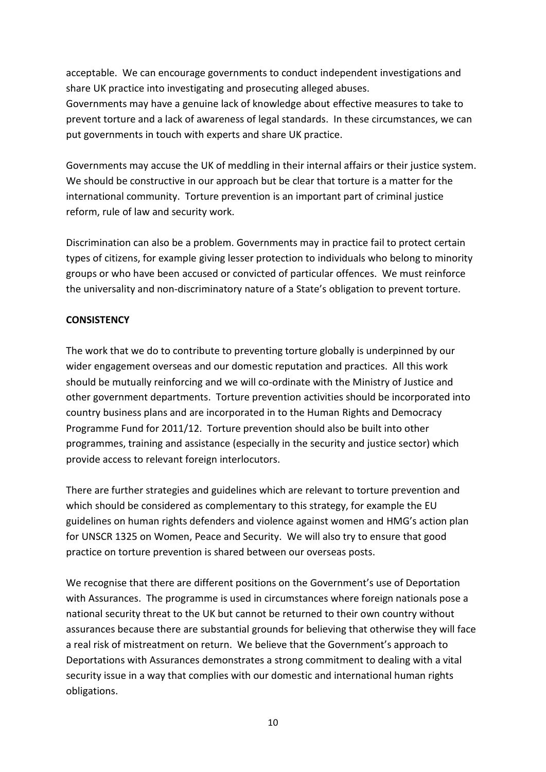acceptable. We can encourage governments to conduct independent investigations and share UK practice into investigating and prosecuting alleged abuses.
Governments may have a genuine lack of knowledge about effective measures to take to prevent torture and a lack of awareness of legal standards. In these circumstances, we can put governments in touch with experts and share UK practice.

Governments may accuse the UK of meddling in their internal affairs or their justice system. We should be constructive in our approach but be clear that torture is a matter for the international community. Torture prevention is an important part of criminal justice reform, rule of law and security work.

Discrimination can also be a problem. Governments may in practice fail to protect certain types of citizens, for example giving lesser protection to individuals who belong to minority groups or who have been accused or convicted of particular offences. We must reinforce the universality and non-discriminatory nature of a State's obligation to prevent torture.

**CONSISTENCY**

The work that we do to contribute to preventing torture globally is underpinned by our wider engagement overseas and our domestic reputation and practices. All this work should be mutually reinforcing and we will co-ordinate with the Ministry of Justice and other government departments. Torture prevention activities should be incorporated into country business plans and are incorporated in to the Human Rights and Democracy Programme Fund for 2011/12. Torture prevention should also be built into other programmes, training and assistance (especially in the security and justice sector) which provide access to relevant foreign interlocutors.

There are further strategies and guidelines which are relevant to torture prevention and which should be considered as complementary to this strategy, for example the EU guidelines on human rights defenders and violence against women and HMG's action plan for UNSCR 1325 on Women, Peace and Security. We will also try to ensure that good practice on torture prevention is shared between our overseas posts.

We recognise that there are different positions on the Government's use of Deportation with Assurances. The programme is used in circumstances where foreign nationals pose a national security threat to the UK but cannot be returned to their own country without assurances because there are substantial grounds for believing that otherwise they will face a real risk of mistreatment on return. We believe that the Government's approach to Deportations with Assurances demonstrates a strong commitment to dealing with a vital security issue in a way that complies with our domestic and international human rights obligations.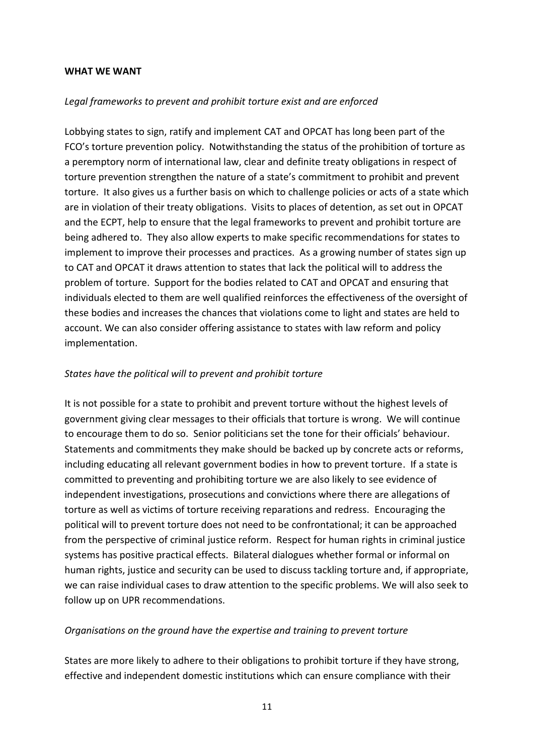**WHAT WE WANT**

*Legal frameworks to prevent and prohibit torture exist and are enforced*

Lobbying states to sign, ratify and implement CAT and OPCAT has long been part of the FCO's torture prevention policy. Notwithstanding the status of the prohibition of torture as a peremptory norm of international law, clear and definite treaty obligations in respect of torture prevention strengthen the nature of a state's commitment to prohibit and prevent torture. It also gives us a further basis on which to challenge policies or acts of a state which are in violation of their treaty obligations. Visits to places of detention, as set out in OPCAT and the ECPT, help to ensure that the legal frameworks to prevent and prohibit torture are being adhered to. They also allow experts to make specific recommendations for states to implement to improve their processes and practices. As a growing number of states sign up to CAT and OPCAT it draws attention to states that lack the political will to address the problem of torture. Support for the bodies related to CAT and OPCAT and ensuring that individuals elected to them are well qualified reinforces the effectiveness of the oversight of these bodies and increases the chances that violations come to light and states are held to account. We can also consider offering assistance to states with law reform and policy implementation.

*States have the political will to prevent and prohibit torture*

It is not possible for a state to prohibit and prevent torture without the highest levels of government giving clear messages to their officials that torture is wrong. We will continue to encourage them to do so. Senior politicians set the tone for their officials' behaviour. Statements and commitments they make should be backed up by concrete acts or reforms, including educating all relevant government bodies in how to prevent torture. If a state is committed to preventing and prohibiting torture we are also likely to see evidence of independent investigations, prosecutions and convictions where there are allegations of torture as well as victims of torture receiving reparations and redress. Encouraging the political will to prevent torture does not need to be confrontational; it can be approached from the perspective of criminal justice reform. Respect for human rights in criminal justice systems has positive practical effects. Bilateral dialogues whether formal or informal on human rights, justice and security can be used to discuss tackling torture and, if appropriate, we can raise individual cases to draw attention to the specific problems. We will also seek to follow up on UPR recommendations.

*Organisations on the ground have the expertise and training to prevent torture*

States are more likely to adhere to their obligations to prohibit torture if they have strong, effective and independent domestic institutions which can ensure compliance with their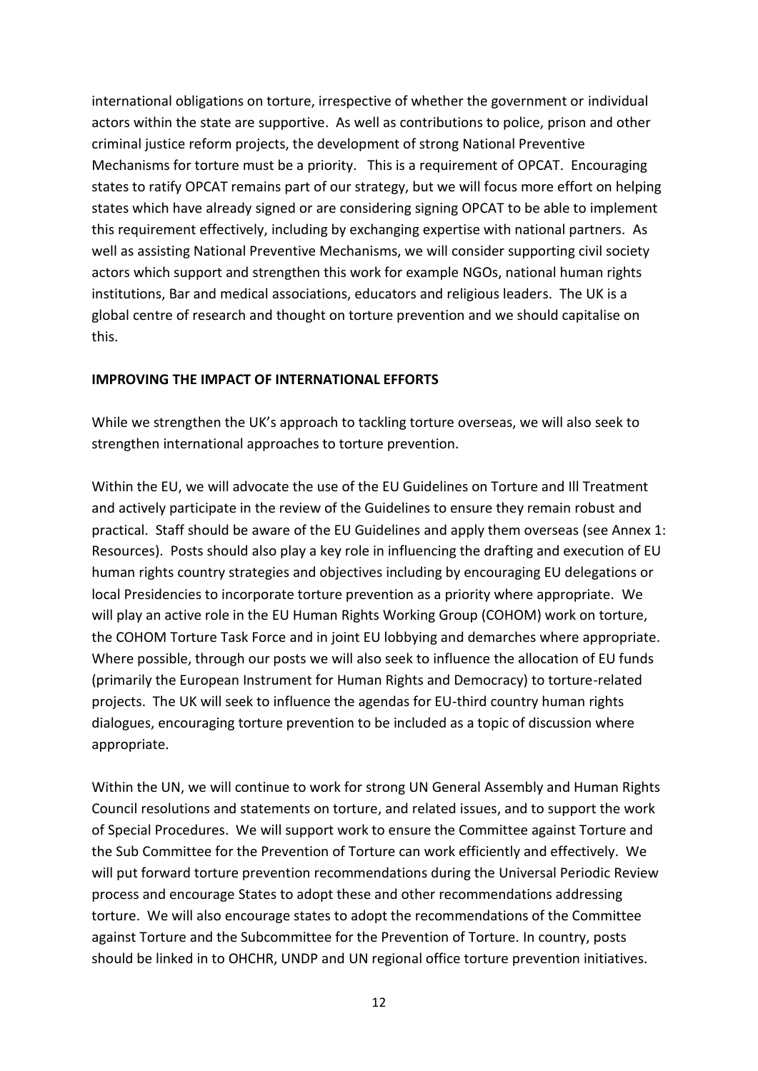international obligations on torture, irrespective of whether the government or individual actors within the state are supportive. As well as contributions to police, prison and other criminal justice reform projects, the development of strong National Preventive Mechanisms for torture must be a priority. This is a requirement of OPCAT. Encouraging states to ratify OPCAT remains part of our strategy, but we will focus more effort on helping states which have already signed or are considering signing OPCAT to be able to implement this requirement effectively, including by exchanging expertise with national partners. As well as assisting National Preventive Mechanisms, we will consider supporting civil society actors which support and strengthen this work for example NGOs, national human rights institutions, Bar and medical associations, educators and religious leaders. The UK is a global centre of research and thought on torture prevention and we should capitalise on this.

**IMPROVING THE IMPACT OF INTERNATIONAL EFFORTS**

While we strengthen the UK's approach to tackling torture overseas, we will also seek to strengthen international approaches to torture prevention.

Within the EU, we will advocate the use of the EU Guidelines on Torture and Ill Treatment and actively participate in the review of the Guidelines to ensure they remain robust and practical. Staff should be aware of the EU Guidelines and apply them overseas (see Annex 1: Resources). Posts should also play a key role in influencing the drafting and execution of EU human rights country strategies and objectives including by encouraging EU delegations or local Presidencies to incorporate torture prevention as a priority where appropriate. We will play an active role in the EU Human Rights Working Group (COHOM) work on torture, the COHOM Torture Task Force and in joint EU lobbying and demarches where appropriate. Where possible, through our posts we will also seek to influence the allocation of EU funds (primarily the European Instrument for Human Rights and Democracy) to torture-related projects. The UK will seek to influence the agendas for EU-third country human rights dialogues, encouraging torture prevention to be included as a topic of discussion where appropriate.

Within the UN, we will continue to work for strong UN General Assembly and Human Rights Council resolutions and statements on torture, and related issues, and to support the work of Special Procedures. We will support work to ensure the Committee against Torture and the Sub Committee for the Prevention of Torture can work efficiently and effectively. We will put forward torture prevention recommendations during the Universal Periodic Review process and encourage States to adopt these and other recommendations addressing torture. We will also encourage states to adopt the recommendations of the Committee against Torture and the Subcommittee for the Prevention of Torture. In country, posts should be linked in to OHCHR, UNDP and UN regional office torture prevention initiatives.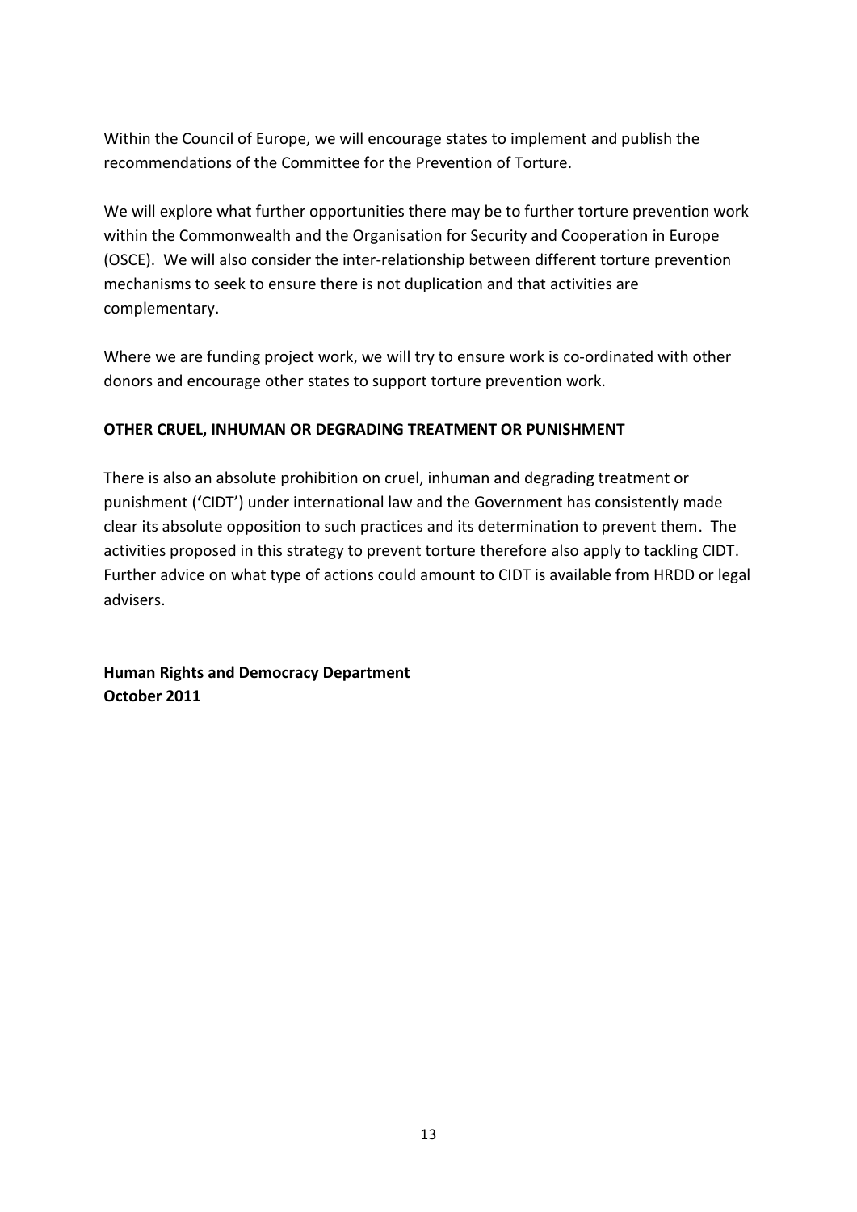Within the Council of Europe, we will encourage states to implement and publish the recommendations of the Committee for the Prevention of Torture.

We will explore what further opportunities there may be to further torture prevention work within the Commonwealth and the Organisation for Security and Cooperation in Europe (OSCE). We will also consider the inter-relationship between different torture prevention mechanisms to seek to ensure there is not duplication and that activities are complementary.

Where we are funding project work, we will try to ensure work is co-ordinated with other donors and encourage other states to support torture prevention work.

**OTHER CRUEL, INHUMAN OR DEGRADING TREATMENT OR PUNISHMENT**

There is also an absolute prohibition on cruel, inhuman and degrading treatment or punishment ('CIDT') under international law and the Government has consistently made clear its absolute opposition to such practices and its determination to prevent them. The activities proposed in this strategy to prevent torture therefore also apply to tackling CIDT. Further advice on what type of actions could amount to CIDT is available from HRDD or legal advisers.

**Human Rights and Democracy Department**
**October 2011**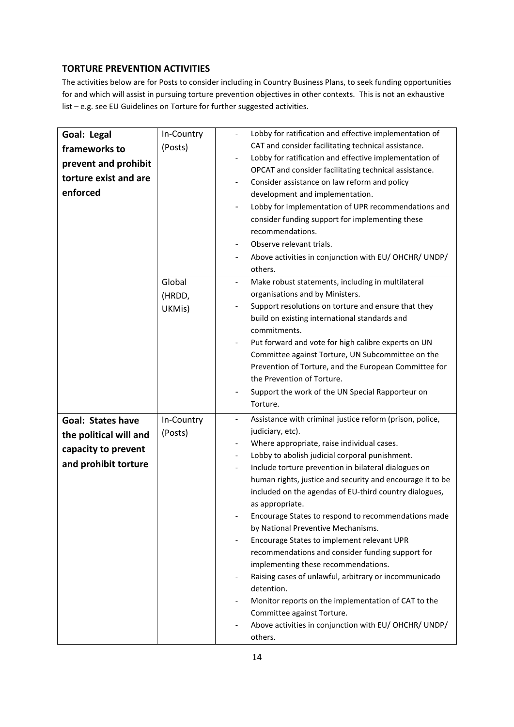## TORTURE PREVENTION ACTIVITIES

The activities below are for Posts to consider including in Country Business Plans, to seek funding opportunities for and which will assist in pursuing torture prevention objectives in other contexts. This is not an exhaustive list – e.g. see EU Guidelines on Torture for further suggested activities.

| | | |
|---|---|---|
| **Goal: Legal frameworks to prevent and prohibit torture exist and are enforced** | In-Country (Posts) | - Lobby for ratification and effective implementation of CAT and consider facilitating technical assistance.<br>- Lobby for ratification and effective implementation of OPCAT and consider facilitating technical assistance.<br>- Consider assistance on law reform and policy development and implementation.<br>- Lobby for implementation of UPR recommendations and consider funding support for implementing these recommendations.<br>- Observe relevant trials.<br>- Above activities in conjunction with EU/ OHCHR/ UNDP/ others. |
| | Global (HRDD, UKMis) | - Make robust statements, including in multilateral organisations and by Ministers.<br>- Support resolutions on torture and ensure that they build on existing international standards and commitments.<br>- Put forward and vote for high calibre experts on UN Committee against Torture, UN Subcommittee on the Prevention of Torture, and the European Committee for the Prevention of Torture.<br>- Support the work of the UN Special Rapporteur on Torture. |
| **Goal: States have the political will and capacity to prevent and prohibit torture** | In-Country (Posts) | - Assistance with criminal justice reform (prison, police, judiciary, etc).<br>- Where appropriate, raise individual cases.<br>- Lobby to abolish judicial corporal punishment.<br>- Include torture prevention in bilateral dialogues on human rights, justice and security and encourage it to be included on the agendas of EU-third country dialogues, as appropriate.<br>- Encourage States to respond to recommendations made by National Preventive Mechanisms.<br>- Encourage States to implement relevant UPR recommendations and consider funding support for implementing these recommendations.<br>- Raising cases of unlawful, arbitrary or incommunicado detention.<br>- Monitor reports on the implementation of CAT to the Committee against Torture.<br>- Above activities in conjunction with EU/ OHCHR/ UNDP/ others. |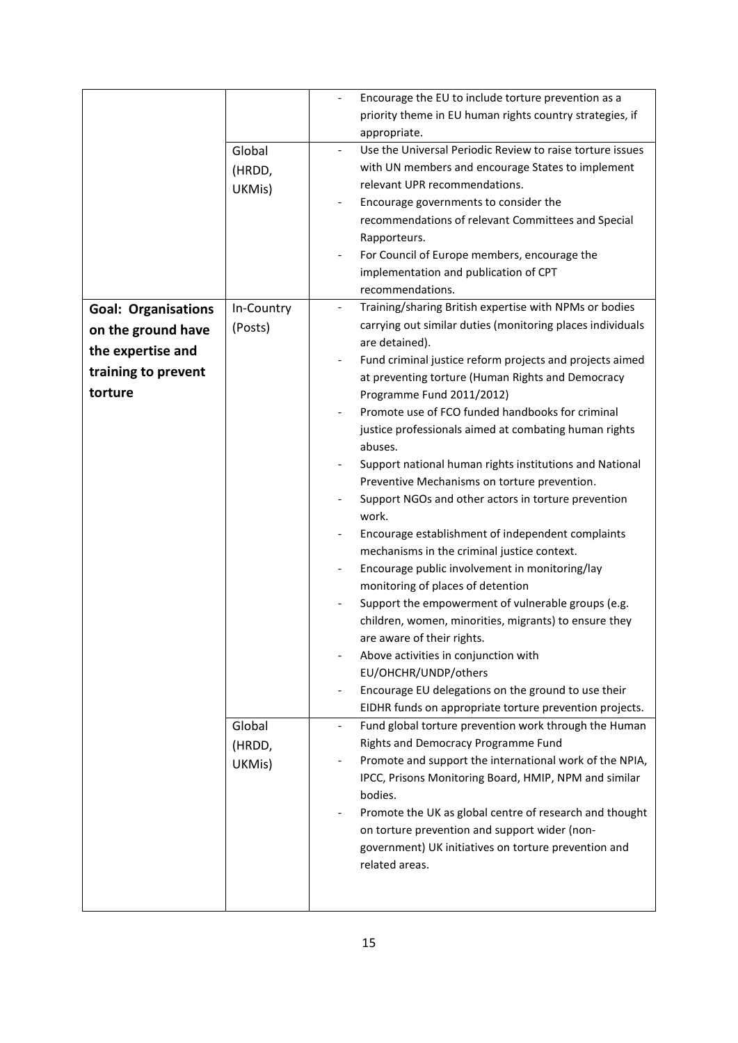| | | |
|---|---|---|
| | | - Encourage the EU to include torture prevention as a priority theme in EU human rights country strategies, if appropriate. |
| | Global (HRDD, UKMis) | - Use the Universal Periodic Review to raise torture issues with UN members and encourage States to implement relevant UPR recommendations.<br>- Encourage governments to consider the recommendations of relevant Committees and Special Rapporteurs.<br>- For Council of Europe members, encourage the implementation and publication of CPT recommendations. |
| **Goal: Organisations on the ground have the expertise and training to prevent torture** | In-Country (Posts) | - Training/sharing British expertise with NPMs or bodies carrying out similar duties (monitoring places individuals are detained).<br>- Fund criminal justice reform projects and projects aimed at preventing torture (Human Rights and Democracy Programme Fund 2011/2012)<br>- Promote use of FCO funded handbooks for criminal justice professionals aimed at combating human rights abuses.<br>- Support national human rights institutions and National Preventive Mechanisms on torture prevention.<br>- Support NGOs and other actors in torture prevention work.<br>- Encourage establishment of independent complaints mechanisms in the criminal justice context.<br>- Encourage public involvement in monitoring/lay monitoring of places of detention<br>- Support the empowerment of vulnerable groups (e.g. children, women, minorities, migrants) to ensure they are aware of their rights.<br>- Above activities in conjunction with EU/OHCHR/UNDP/others<br>- Encourage EU delegations on the ground to use their EIDHR funds on appropriate torture prevention projects. |
| | Global (HRDD, UKMis) | - Fund global torture prevention work through the Human Rights and Democracy Programme Fund<br>- Promote and support the international work of the NPIA, IPCC, Prisons Monitoring Board, HMIP, NPM and similar bodies.<br>- Promote the UK as global centre of research and thought on torture prevention and support wider (non-government) UK initiatives on torture prevention and related areas. |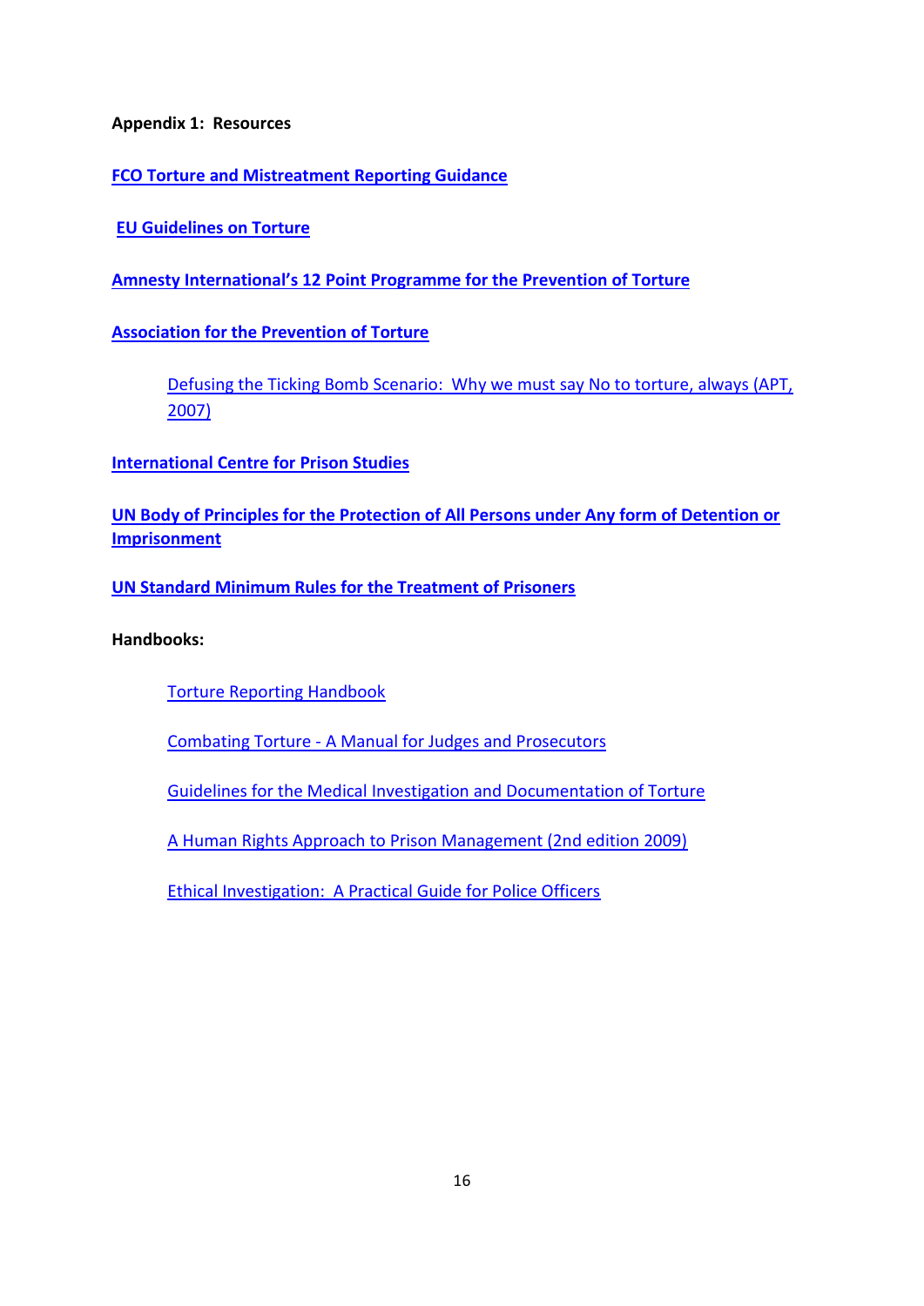**Appendix 1: Resources**

**FCO Torture and Mistreatment Reporting Guidance**

**EU Guidelines on Torture**

**Amnesty International's 12 Point Programme for the Prevention of Torture**

**Association for the Prevention of Torture**

- Defusing the Ticking Bomb Scenario: Why we must say No to torture, always (APT, 2007)

**International Centre for Prison Studies**

**UN Body of Principles for the Protection of All Persons under Any form of Detention or Imprisonment**

**UN Standard Minimum Rules for the Treatment of Prisoners**

**Handbooks:**

- Torture Reporting Handbook
- Combating Torture - A Manual for Judges and Prosecutors
- Guidelines for the Medical Investigation and Documentation of Torture
- A Human Rights Approach to Prison Management (2nd edition 2009)
- Ethical Investigation: A Practical Guide for Police Officers